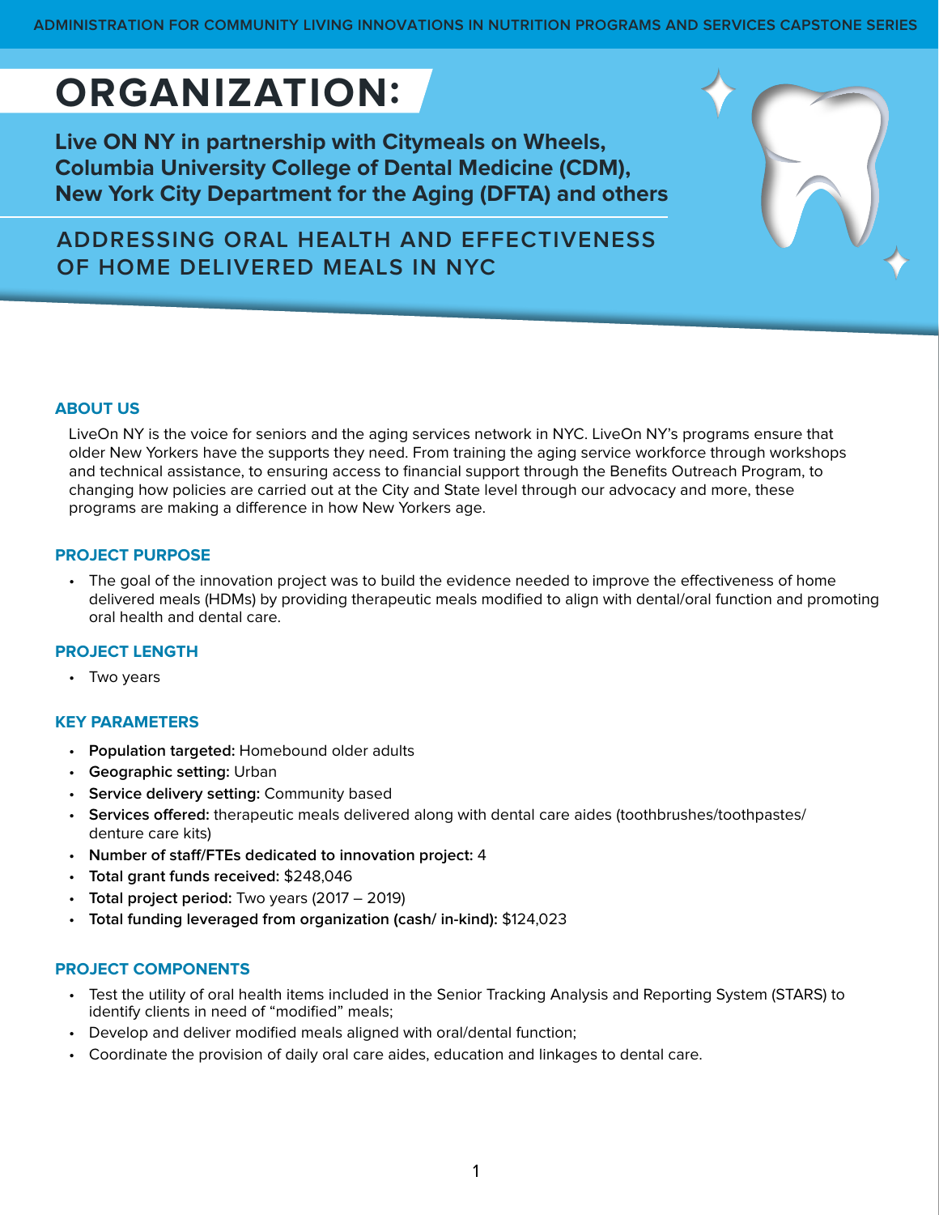# ORGANIZATION:

**Live ON NY in partnership with Citymeals on Wheels, Columbia University College of Dental Medicine (CDM), New York City Department for the Aging (DFTA) and others**

## ADDRESSING ORAL HEALTH AND EFFECTIVENESS OF HOME DELIVERED MEALS IN NYC

### ABOUT US

LiveOn NY is the voice for seniors and the aging services network in NYC. LiveOn NY's programs ensure that older New Yorkers have the supports they need. From training the aging service workforce through workshops and technical assistance, to ensuring access to financial support through the Benefits Outreach Program, to changing how policies are carried out at the City and State level through our advocacy and more, these programs are making a difference in how New Yorkers age.

### PROJECT PURPOSE

- The goal of the innovation project was to build the evidence needed to improve the effectiveness of home delivered meals (HDMs) by providing therapeutic meals modified to align with dental/oral function and promoting oral health and dental care.

### PROJECT LENGTH

- Two years

### KEY PARAMETERS

- **Population targeted:** Homebound older adults
- **Geographic setting:** Urban
- **Service delivery setting:** Community based
- **Services offered:** therapeutic meals delivered along with dental care aides (toothbrushes/toothpastes/denture care kits)
- **Number of staff/FTEs dedicated to innovation project:** 4
- **Total grant funds received:** $248,046
- **Total project period:** Two years (2017 – 2019)
- **Total funding leveraged from organization (cash/ in-kind):** $124,023

### PROJECT COMPONENTS

- Test the utility of oral health items included in the Senior Tracking Analysis and Reporting System (STARS) to identify clients in need of "modified" meals;
- Develop and deliver modified meals aligned with oral/dental function;
- Coordinate the provision of daily oral care aides, education and linkages to dental care.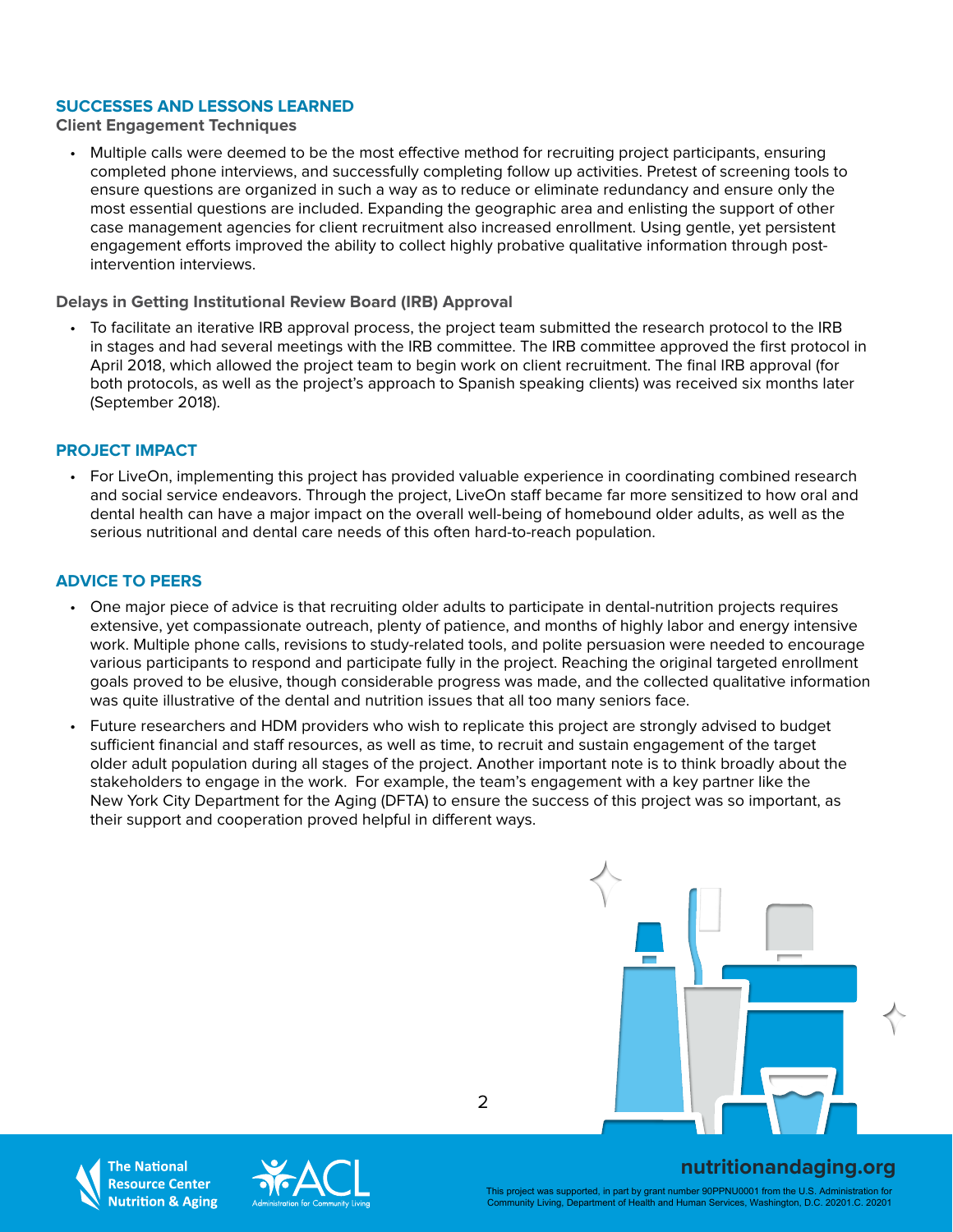## SUCCESSES AND LESSONS LEARNED

### Client Engagement Techniques

- Multiple calls were deemed to be the most effective method for recruiting project participants, ensuring completed phone interviews, and successfully completing follow up activities. Pretest of screening tools to ensure questions are organized in such a way as to reduce or eliminate redundancy and ensure only the most essential questions are included. Expanding the geographic area and enlisting the support of other case management agencies for client recruitment also increased enrollment. Using gentle, yet persistent engagement efforts improved the ability to collect highly probative qualitative information through post-intervention interviews.

### Delays in Getting Institutional Review Board (IRB) Approval

- To facilitate an iterative IRB approval process, the project team submitted the research protocol to the IRB in stages and had several meetings with the IRB committee. The IRB committee approved the first protocol in April 2018, which allowed the project team to begin work on client recruitment. The final IRB approval (for both protocols, as well as the project's approach to Spanish speaking clients) was received six months later (September 2018).

## PROJECT IMPACT

- For LiveOn, implementing this project has provided valuable experience in coordinating combined research and social service endeavors. Through the project, LiveOn staff became far more sensitized to how oral and dental health can have a major impact on the overall well-being of homebound older adults, as well as the serious nutritional and dental care needs of this often hard-to-reach population.

## ADVICE TO PEERS

- One major piece of advice is that recruiting older adults to participate in dental-nutrition projects requires extensive, yet compassionate outreach, plenty of patience, and months of highly labor and energy intensive work. Multiple phone calls, revisions to study-related tools, and polite persuasion were needed to encourage various participants to respond and participate fully in the project. Reaching the original targeted enrollment goals proved to be elusive, though considerable progress was made, and the collected qualitative information was quite illustrative of the dental and nutrition issues that all too many seniors face.
- Future researchers and HDM providers who wish to replicate this project are strongly advised to budget sufficient financial and staff resources, as well as time, to recruit and sustain engagement of the target older adult population during all stages of the project. Another important note is to think broadly about the stakeholders to engage in the work. For example, the team's engagement with a key partner like the New York City Department for the Aging (DFTA) to ensure the success of this project was so important, as their support and cooperation proved helpful in different ways.

The National Resource Center Nutrition & Aging

ACL Administration for Community Living

nutritionandaging.org

This project was supported, in part by grant number 90PPNU0001 from the U.S. Administration for Community Living, Department of Health and Human Services, Washington, D.C. 20201.C. 20201